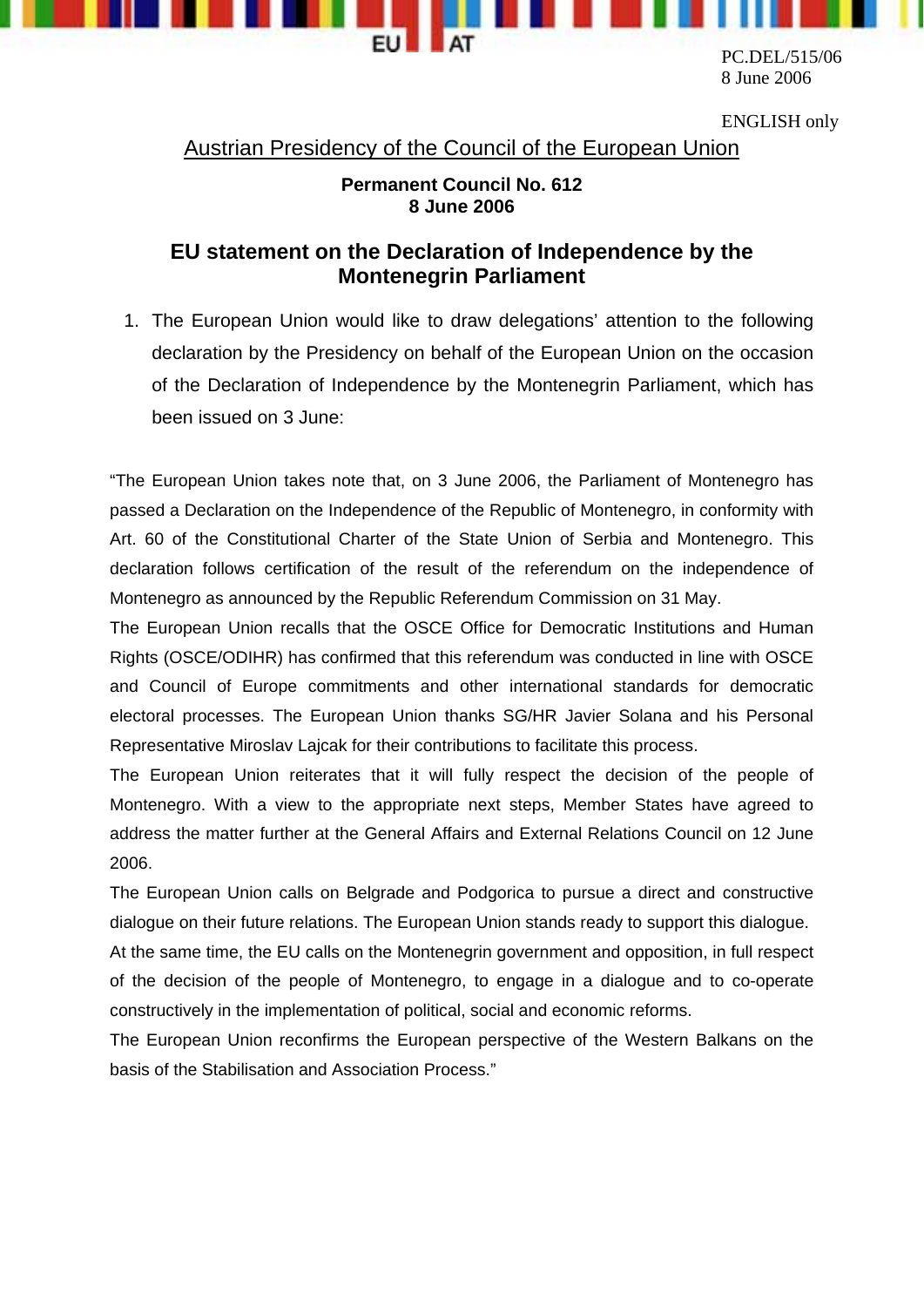PC.DEL/515/06
8 June 2006

ENGLISH only

Austrian Presidency of the Council of the European Union

**Permanent Council No. 612**
**8 June 2006**

## EU statement on the Declaration of Independence by the Montenegrin Parliament

1. The European Union would like to draw delegations' attention to the following declaration by the Presidency on behalf of the European Union on the occasion of the Declaration of Independence by the Montenegrin Parliament, which has been issued on 3 June:

"The European Union takes note that, on 3 June 2006, the Parliament of Montenegro has passed a Declaration on the Independence of the Republic of Montenegro, in conformity with Art. 60 of the Constitutional Charter of the State Union of Serbia and Montenegro. This declaration follows certification of the result of the referendum on the independence of Montenegro as announced by the Republic Referendum Commission on 31 May.

The European Union recalls that the OSCE Office for Democratic Institutions and Human Rights (OSCE/ODIHR) has confirmed that this referendum was conducted in line with OSCE and Council of Europe commitments and other international standards for democratic electoral processes. The European Union thanks SG/HR Javier Solana and his Personal Representative Miroslav Lajcak for their contributions to facilitate this process.

The European Union reiterates that it will fully respect the decision of the people of Montenegro. With a view to the appropriate next steps, Member States have agreed to address the matter further at the General Affairs and External Relations Council on 12 June 2006.

The European Union calls on Belgrade and Podgorica to pursue a direct and constructive dialogue on their future relations. The European Union stands ready to support this dialogue.

At the same time, the EU calls on the Montenegrin government and opposition, in full respect of the decision of the people of Montenegro, to engage in a dialogue and to co-operate constructively in the implementation of political, social and economic reforms.

The European Union reconfirms the European perspective of the Western Balkans on the basis of the Stabilisation and Association Process."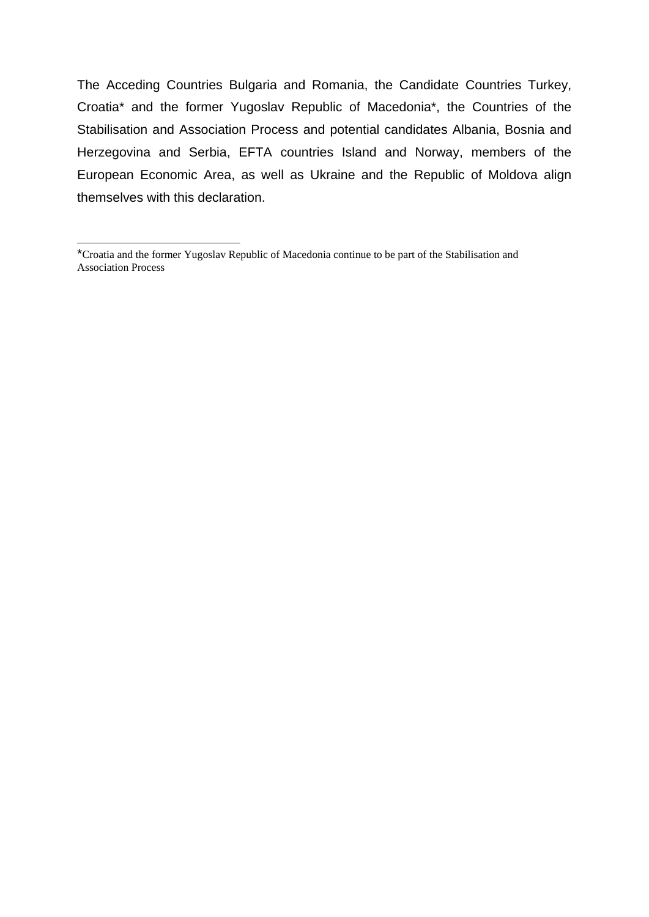The Acceding Countries Bulgaria and Romania, the Candidate Countries Turkey, Croatia* and the former Yugoslav Republic of Macedonia*, the Countries of the Stabilisation and Association Process and potential candidates Albania, Bosnia and Herzegovina and Serbia, EFTA countries Island and Norway, members of the European Economic Area, as well as Ukraine and the Republic of Moldova align themselves with this declaration.

---

*Croatia and the former Yugoslav Republic of Macedonia continue to be part of the Stabilisation and Association Process